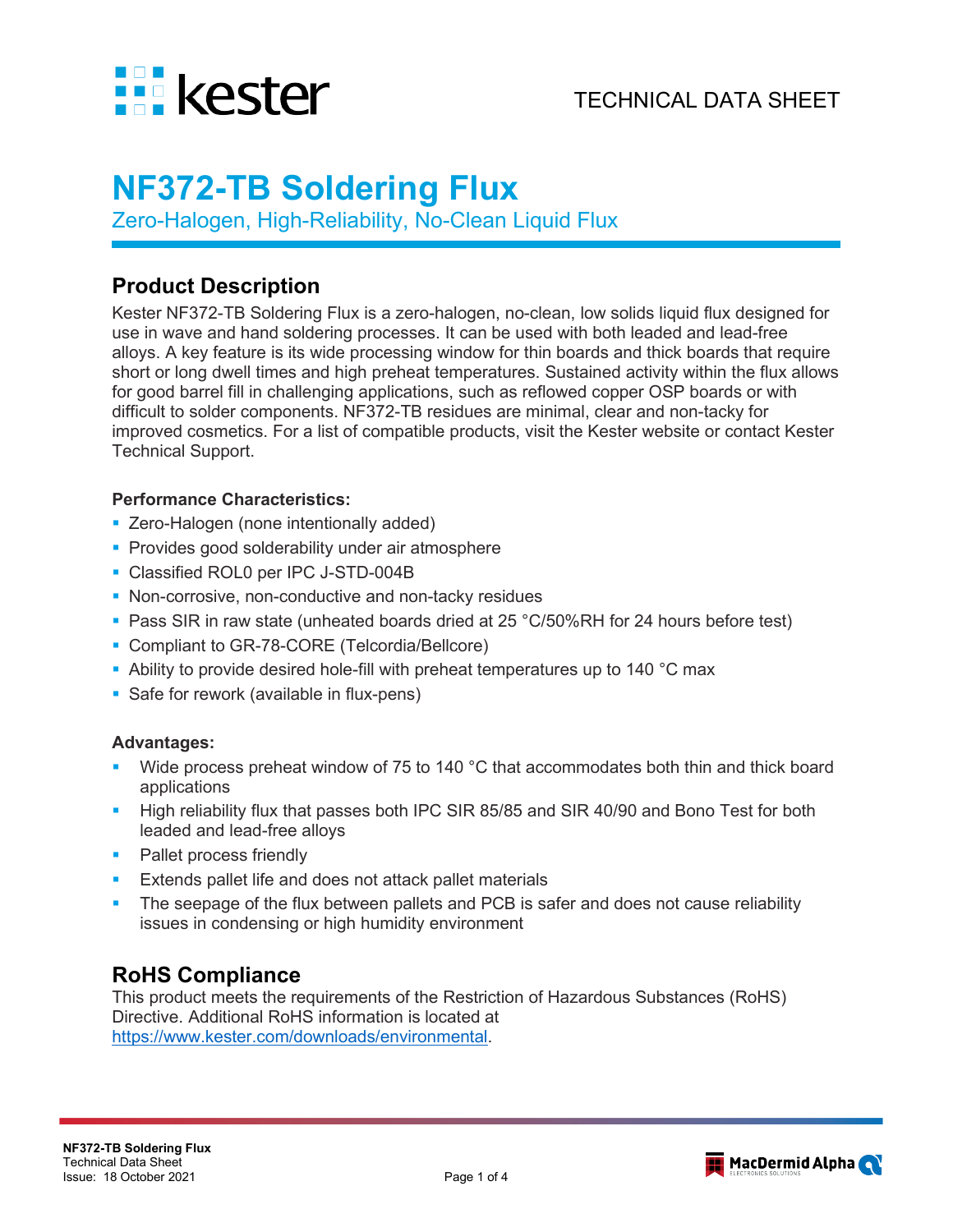TECHNICAL DATA SHEET

# NF372-TB Soldering Flux

Zero-Halogen, High-Reliability, No-Clean Liquid Flux

## Product Description

Kester NF372-TB Soldering Flux is a zero-halogen, no-clean, low solids liquid flux designed for use in wave and hand soldering processes. It can be used with both leaded and lead-free alloys. A key feature is its wide processing window for thin boards and thick boards that require short or long dwell times and high preheat temperatures. Sustained activity within the flux allows for good barrel fill in challenging applications, such as reflowed copper OSP boards or with difficult to solder components. NF372-TB residues are minimal, clear and non-tacky for improved cosmetics. For a list of compatible products, visit the Kester website or contact Kester Technical Support.

**Performance Characteristics:**

- Zero-Halogen (none intentionally added)
- Provides good solderability under air atmosphere
- Classified ROL0 per IPC J-STD-004B
- Non-corrosive, non-conductive and non-tacky residues
- Pass SIR in raw state (unheated boards dried at 25 °C/50%RH for 24 hours before test)
- Compliant to GR-78-CORE (Telcordia/Bellcore)
- Ability to provide desired hole-fill with preheat temperatures up to 140 °C max
- Safe for rework (available in flux-pens)

**Advantages:**

- Wide process preheat window of 75 to 140 °C that accommodates both thin and thick board applications
- High reliability flux that passes both IPC SIR 85/85 and SIR 40/90 and Bono Test for both leaded and lead-free alloys
- Pallet process friendly
- Extends pallet life and does not attack pallet materials
- The seepage of the flux between pallets and PCB is safer and does not cause reliability issues in condensing or high humidity environment

## RoHS Compliance

This product meets the requirements of the Restriction of Hazardous Substances (RoHS) Directive. Additional RoHS information is located at https://www.kester.com/downloads/environmental.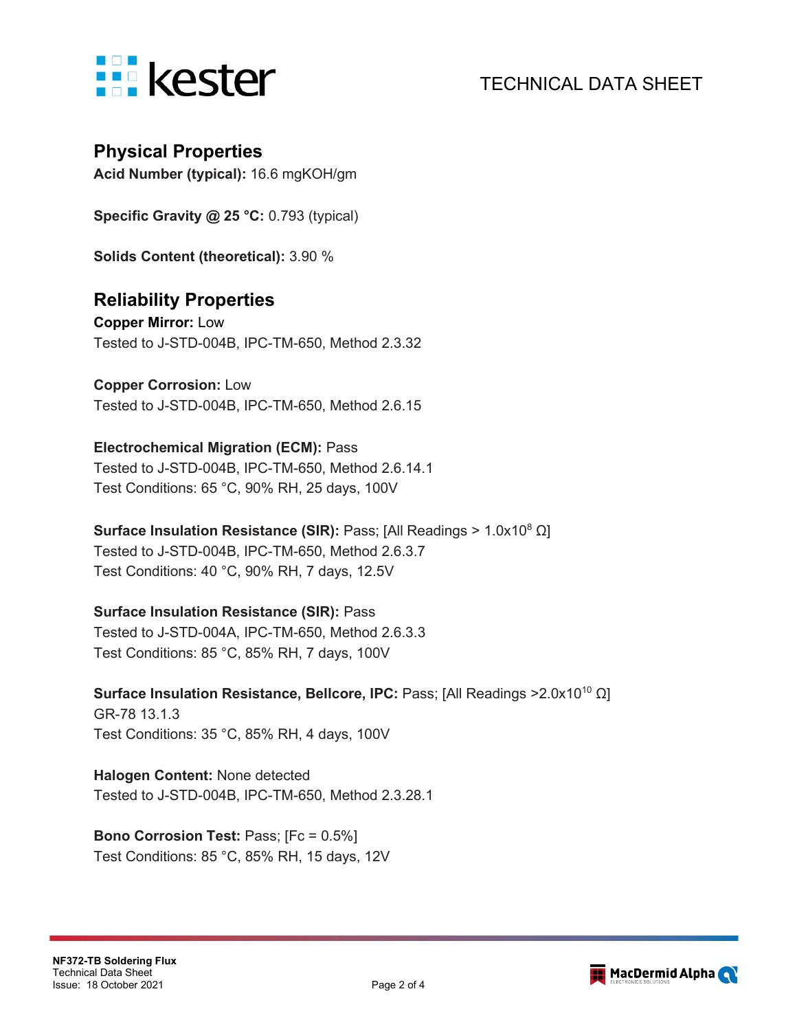## Physical Properties

**Acid Number (typical):** 16.6 mgKOH/gm

**Specific Gravity @ 25 °C:** 0.793 (typical)

**Solids Content (theoretical):** 3.90 %

## Reliability Properties

**Copper Mirror:** Low
Tested to J-STD-004B, IPC-TM-650, Method 2.3.32

**Copper Corrosion:** Low
Tested to J-STD-004B, IPC-TM-650, Method 2.6.15

**Electrochemical Migration (ECM):** Pass
Tested to J-STD-004B, IPC-TM-650, Method 2.6.14.1
Test Conditions: 65 °C, 90% RH, 25 days, 100V

**Surface Insulation Resistance (SIR):** Pass; [All Readings > $1.0 \times 10^{8}$ Ω]
Tested to J-STD-004B, IPC-TM-650, Method 2.6.3.7
Test Conditions: 40 °C, 90% RH, 7 days, 12.5V

**Surface Insulation Resistance (SIR):** Pass
Tested to J-STD-004A, IPC-TM-650, Method 2.6.3.3
Test Conditions: 85 °C, 85% RH, 7 days, 100V

**Surface Insulation Resistance, Bellcore, IPC:** Pass; [All Readings >$2.0 \times 10^{10}$ Ω]
GR-78 13.1.3
Test Conditions: 35 °C, 85% RH, 4 days, 100V

**Halogen Content:** None detected
Tested to J-STD-004B, IPC-TM-650, Method 2.3.28.1

**Bono Corrosion Test:** Pass; [Fc = 0.5%]
Test Conditions: 85 °C, 85% RH, 15 days, 12V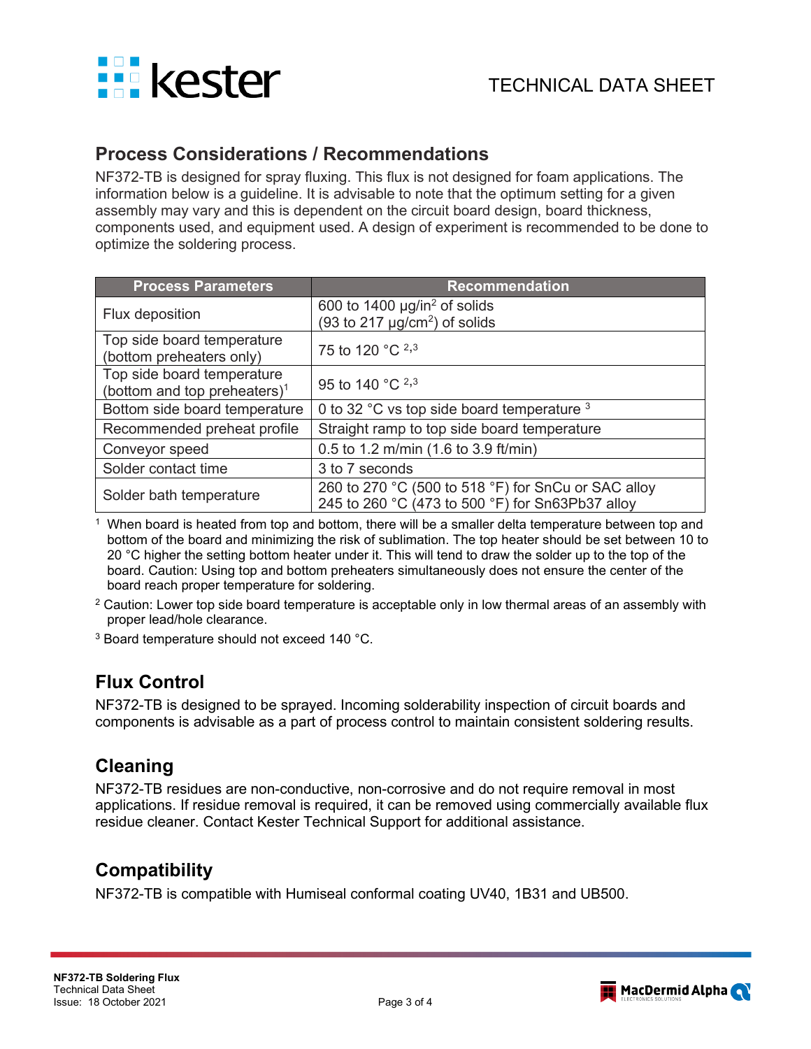## Process Considerations / Recommendations

NF372-TB is designed for spray fluxing. This flux is not designed for foam applications. The information below is a guideline. It is advisable to note that the optimum setting for a given assembly may vary and this is dependent on the circuit board design, board thickness, components used, and equipment used. A design of experiment is recommended to be done to optimize the soldering process.

| Process Parameters | Recommendation |
|---|---|
| Flux deposition | 600 to 1400 µg/in$^2$ of solids (93 to 217 µg/cm$^2$) of solids |
| Top side board temperature (bottom preheaters only) | 75 to 120 °C [2,3] |
| Top side board temperature (bottom and top preheaters)[1] | 95 to 140 °C [2,3] |
| Bottom side board temperature | 0 to 32 °C vs top side board temperature [3] |
| Recommended preheat profile | Straight ramp to top side board temperature |
| Conveyor speed | 0.5 to 1.2 m/min (1.6 to 3.9 ft/min) |
| Solder contact time | 3 to 7 seconds |
| Solder bath temperature | 260 to 270 °C (500 to 518 °F) for SnCu or SAC alloy<br>245 to 260 °C (473 to 500 °F) for Sn63Pb37 alloy |

[1] When board is heated from top and bottom, there will be a smaller delta temperature between top and bottom of the board and minimizing the risk of sublimation. The top heater should be set between 10 to 20 °C higher the setting bottom heater under it. This will tend to draw the solder up to the top of the board. Caution: Using top and bottom preheaters simultaneously does not ensure the center of the board reach proper temperature for soldering.

[2] Caution: Lower top side board temperature is acceptable only in low thermal areas of an assembly with proper lead/hole clearance.

[3] Board temperature should not exceed 140 °C.

## Flux Control

NF372-TB is designed to be sprayed. Incoming solderability inspection of circuit boards and components is advisable as a part of process control to maintain consistent soldering results.

## Cleaning

NF372-TB residues are non-conductive, non-corrosive and do not require removal in most applications. If residue removal is required, it can be removed using commercially available flux residue cleaner. Contact Kester Technical Support for additional assistance.

## Compatibility

NF372-TB is compatible with Humiseal conformal coating UV40, 1B31 and UB500.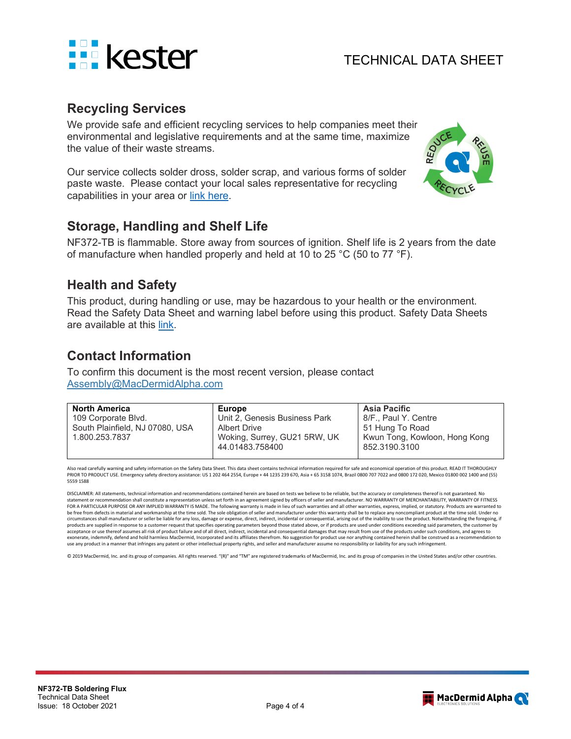## Recycling Services

We provide safe and efficient recycling services to help companies meet their environmental and legislative requirements and at the same time, maximize the value of their waste streams.

Our service collects solder dross, solder scrap, and various forms of solder paste waste. Please contact your local sales representative for recycling capabilities in your area or link here.

## Storage, Handling and Shelf Life

NF372-TB is flammable. Store away from sources of ignition. Shelf life is 2 years from the date of manufacture when handled properly and held at 10 to 25 °C (50 to 77 °F).

## Health and Safety

This product, during handling or use, may be hazardous to your health or the environment. Read the Safety Data Sheet and warning label before using this product. Safety Data Sheets are available at this link.

## Contact Information

To confirm this document is the most recent version, please contact Assembly@MacDermidAlpha.com

| | | |
|---|---|---|
| **North America**<br>109 Corporate Blvd.<br>South Plainfield, NJ 07080, USA<br>1.800.253.7837 | **Europe**<br>Unit 2, Genesis Business Park<br>Albert Drive<br>Woking, Surrey, GU21 5RW, UK<br>44.01483.758400 | **Asia Pacific**<br>8/F., Paul Y. Centre<br>51 Hung To Road<br>Kwun Tong, Kowloon, Hong Kong<br>852.3190.3100 |

Also read carefully warning and safety information on the Safety Data Sheet. This data sheet contains technical information required for safe and economical operation of this product. READ IT THOROUGHLY PRIOR TO PRODUCT USE. Emergency safety directory assistance: US 1 202 464 2554, Europe + 44 1235 239 670, Asia + 65 3158 1074, Brazil 0800 707 7022 and 0800 172 020, Mexico 01800 002 1400 and (55) 5559 1588

DISCLAIMER: All statements, technical information and recommendations contained herein are based on tests we believe to be reliable, but the accuracy or completeness thereof is not guaranteed. No statement or recommendation shall constitute a representation unless set forth in an agreement signed by officers of seller and manufacturer. NO WARRANTY OF MERCHANTABILITY, WARRANTY OF FITNESS FOR A PARTICULAR PURPOSE OR ANY IMPLIED WARRANTY IS MADE. The following warranty is made in lieu of such warranties and all other warranties, express, implied, or statutory. Products are warranted to be free from defects in material and workmanship at the time sold. The sole obligation of seller and manufacturer under this warranty shall be to replace any noncompliant product at the time sold. Under no circumstances shall manufacturer or seller be liable for any loss, damage or expense, direct, indirect, incidental or consequential, arising out of the inability to use the product. Notwithstanding the foregoing, if products are supplied in response to a customer request that specifies operating parameters beyond those stated above, or if products are used under conditions exceeding said parameters, the customer by acceptance or use thereof assumes all risk of product failure and of all direct, indirect, incidental and consequential damages that may result from use of the products under such conditions, and agrees to exonerate, indemnify, defend and hold harmless MacDermid, Incorporated and its affiliates therefrom. No suggestion for product use nor anything contained herein shall be construed as a recommendation to use any product in a manner that infringes any patent or other intellectual property rights, and seller and manufacturer assume no responsibility or liability for any such infringement.

© 2019 MacDermid, Inc. and its group of companies. All rights reserved. "(R)" and "TM" are registered trademarks of MacDermid, Inc. and its group of companies in the United States and/or other countries.